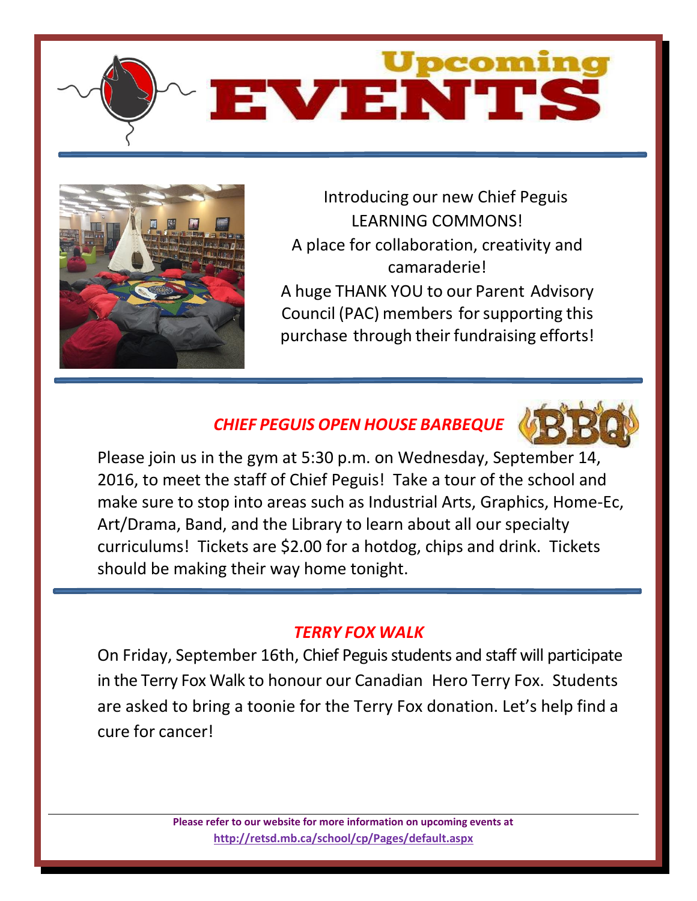# Upcoming EVENTS

Introducing our new Chief Peguis LEARNING COMMONS!
A place for collaboration, creativity and camaraderie!
A huge THANK YOU to our Parent Advisory Council (PAC) members for supporting this purchase through their fundraising efforts!

## *CHIEF PEGUIS OPEN HOUSE BARBEQUE*

Please join us in the gym at 5:30 p.m. on Wednesday, September 14, 2016, to meet the staff of Chief Peguis! Take a tour of the school and make sure to stop into areas such as Industrial Arts, Graphics, Home-Ec, Art/Drama, Band, and the Library to learn about all our specialty curriculums! Tickets are $2.00 for a hotdog, chips and drink. Tickets should be making their way home tonight.

## *TERRY FOX WALK*

On Friday, September 16th, Chief Peguis students and staff will participate in the Terry Fox Walk to honour our Canadian Hero Terry Fox. Students are asked to bring a toonie for the Terry Fox donation. Let's help find a cure for cancer!

**Please refer to our website for more information on upcoming events at**
**http://retsd.mb.ca/school/cp/Pages/default.aspx**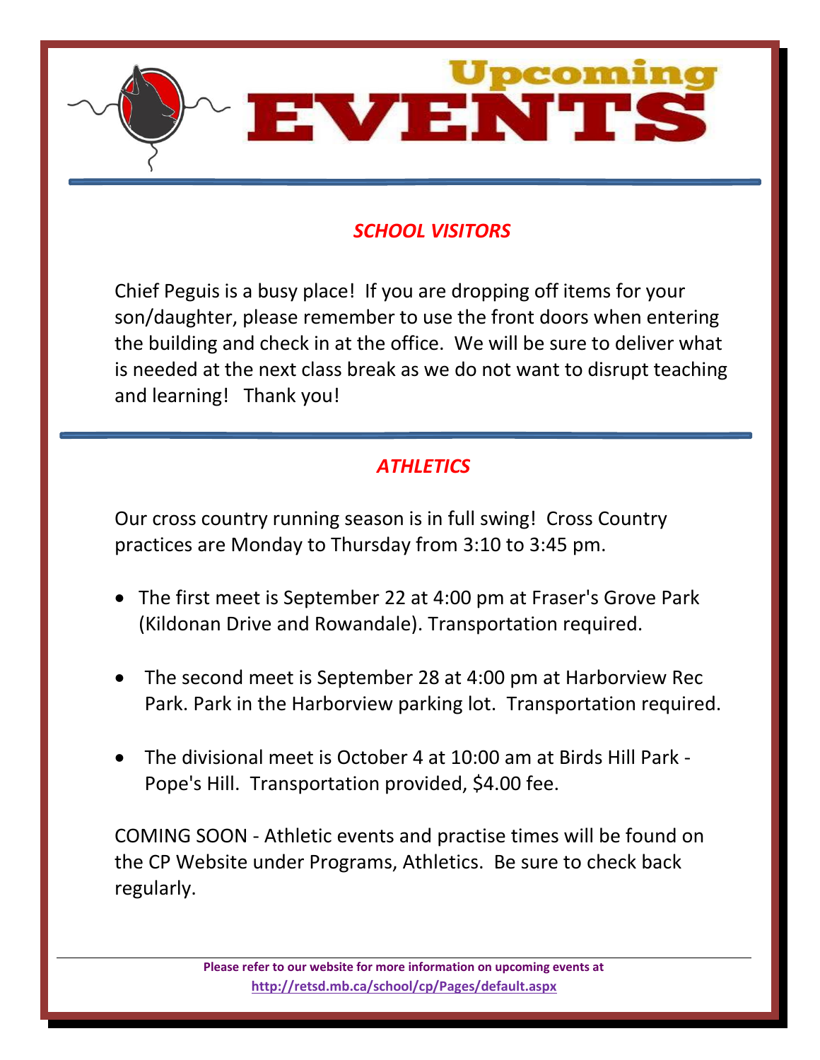# Upcoming EVENTS

## *SCHOOL VISITORS*

Chief Peguis is a busy place! If you are dropping off items for your son/daughter, please remember to use the front doors when entering the building and check in at the office. We will be sure to deliver what is needed at the next class break as we do not want to disrupt teaching and learning! Thank you!

## *ATHLETICS*

Our cross country running season is in full swing! Cross Country practices are Monday to Thursday from 3:10 to 3:45 pm.

- The first meet is September 22 at 4:00 pm at Fraser's Grove Park (Kildonan Drive and Rowandale). Transportation required.
- The second meet is September 28 at 4:00 pm at Harborview Rec Park. Park in the Harborview parking lot. Transportation required.
- The divisional meet is October 4 at 10:00 am at Birds Hill Park - Pope's Hill. Transportation provided, $4.00 fee.

COMING SOON - Athletic events and practise times will be found on the CP Website under Programs, Athletics. Be sure to check back regularly.

**Please refer to our website for more information on upcoming events at http://retsd.mb.ca/school/cp/Pages/default.aspx**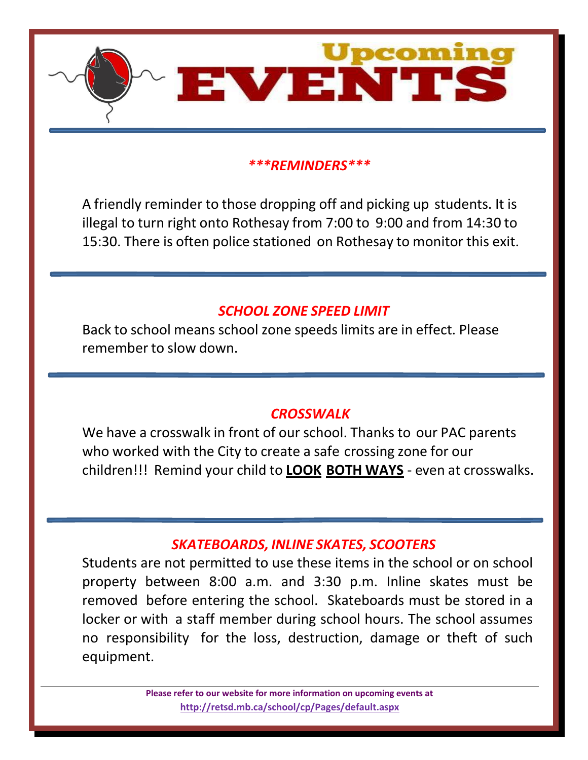# Upcoming EVENTS

### ***REMINDERS***

A friendly reminder to those dropping off and picking up students. It is illegal to turn right onto Rothesay from 7:00 to 9:00 and from 14:30 to 15:30. There is often police stationed on Rothesay to monitor this exit.

### *SCHOOL ZONE SPEED LIMIT*

Back to school means school zone speeds limits are in effect. Please remember to slow down.

### *CROSSWALK*

We have a crosswalk in front of our school. Thanks to our PAC parents who worked with the City to create a safe crossing zone for our children!!! Remind your child to **LOOK BOTH WAYS** - even at crosswalks.

### *SKATEBOARDS, INLINE SKATES, SCOOTERS*

Students are not permitted to use these items in the school or on school property between 8:00 a.m. and 3:30 p.m. Inline skates must be removed before entering the school. Skateboards must be stored in a locker or with a staff member during school hours. The school assumes no responsibility for the loss, destruction, damage or theft of such equipment.

**Please refer to our website for more information on upcoming events at http://retsd.mb.ca/school/cp/Pages/default.aspx**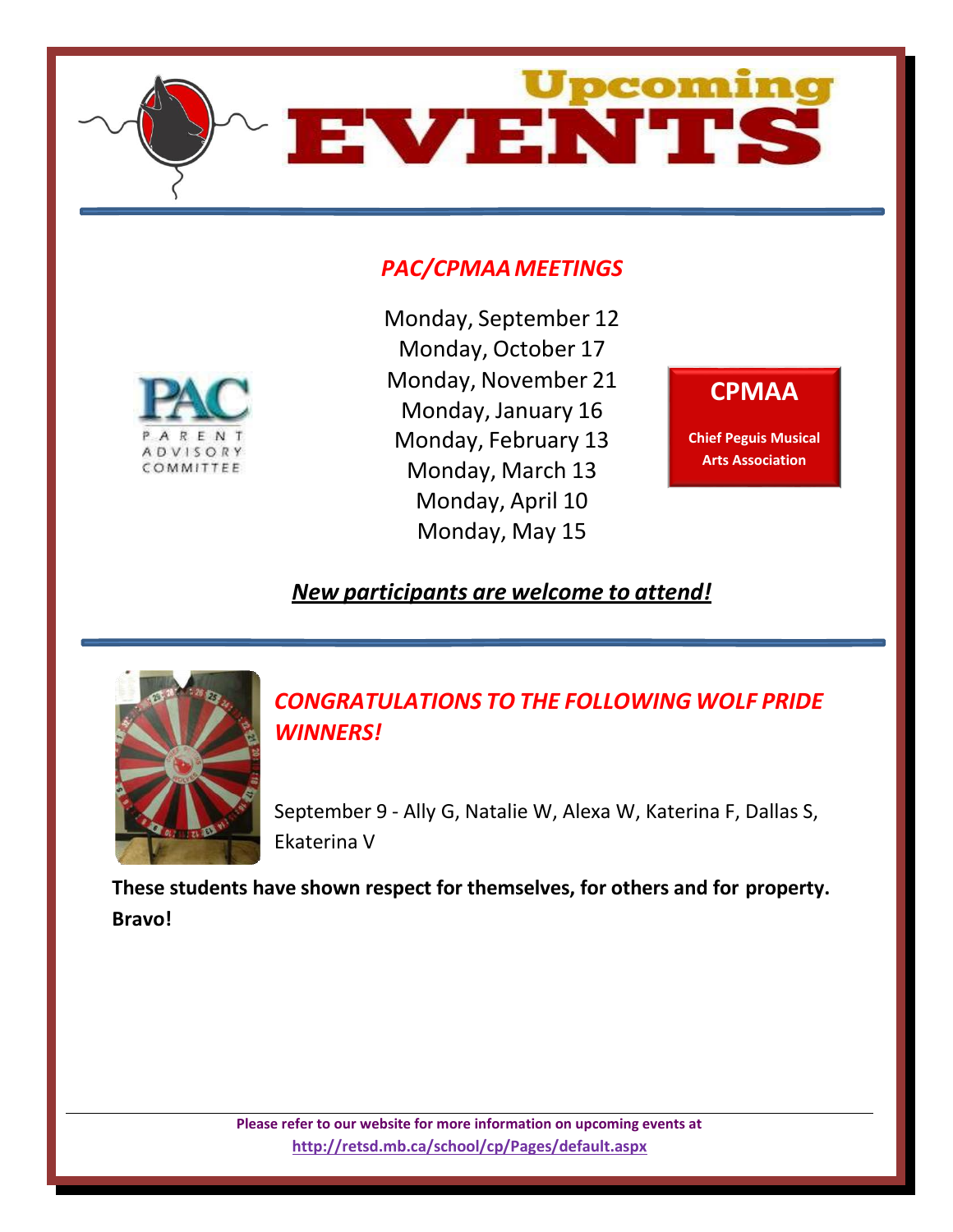# Upcoming EVENTS

## *PAC/CPMAA MEETINGS*

Monday, September 12
Monday, October 17
Monday, November 21
Monday, January 16
Monday, February 13
Monday, March 13
Monday, April 10
Monday, May 15

PAC PARENT ADVISORY COMMITTEE

**CPMAA**

**Chief Peguis Musical Arts Association**

***New participants are welcome to attend!***

## *CONGRATULATIONS TO THE FOLLOWING WOLF PRIDE WINNERS!*

September 9 - Ally G, Natalie W, Alexa W, Katerina F, Dallas S, Ekaterina V

**These students have shown respect for themselves, for others and for property. Bravo!**

**Please refer to our website for more information on upcoming events at**
**http://retsd.mb.ca/school/cp/Pages/default.aspx**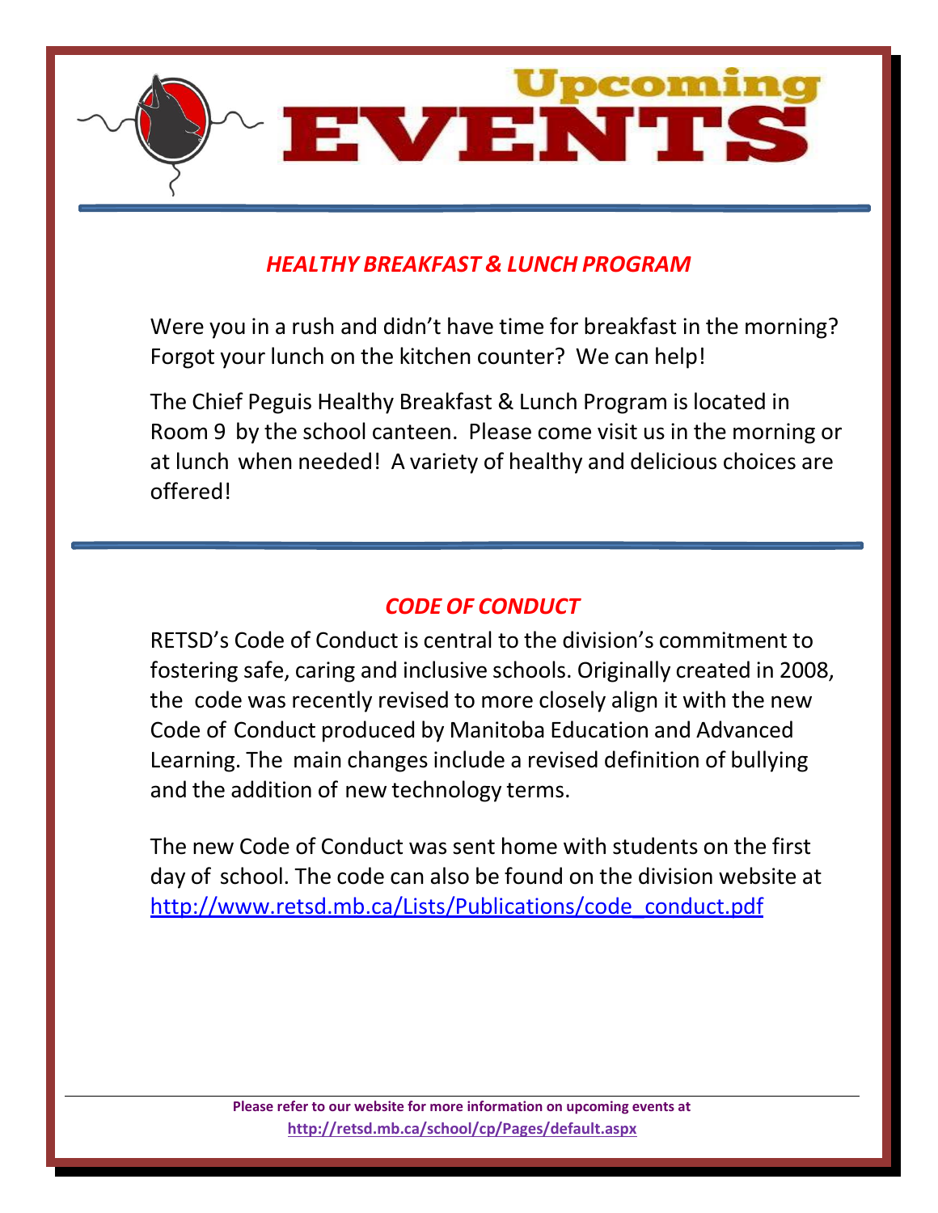# Upcoming EVENTS

## *HEALTHY BREAKFAST & LUNCH PROGRAM*

Were you in a rush and didn't have time for breakfast in the morning? Forgot your lunch on the kitchen counter? We can help!

The Chief Peguis Healthy Breakfast & Lunch Program is located in Room 9 by the school canteen. Please come visit us in the morning or at lunch when needed! A variety of healthy and delicious choices are offered!

## *CODE OF CONDUCT*

RETSD's Code of Conduct is central to the division's commitment to fostering safe, caring and inclusive schools. Originally created in 2008, the code was recently revised to more closely align it with the new Code of Conduct produced by Manitoba Education and Advanced Learning. The main changes include a revised definition of bullying and the addition of new technology terms.

The new Code of Conduct was sent home with students on the first day of school. The code can also be found on the division website at http://www.retsd.mb.ca/Lists/Publications/code_conduct.pdf

**Please refer to our website for more information on upcoming events at http://retsd.mb.ca/school/cp/Pages/default.aspx**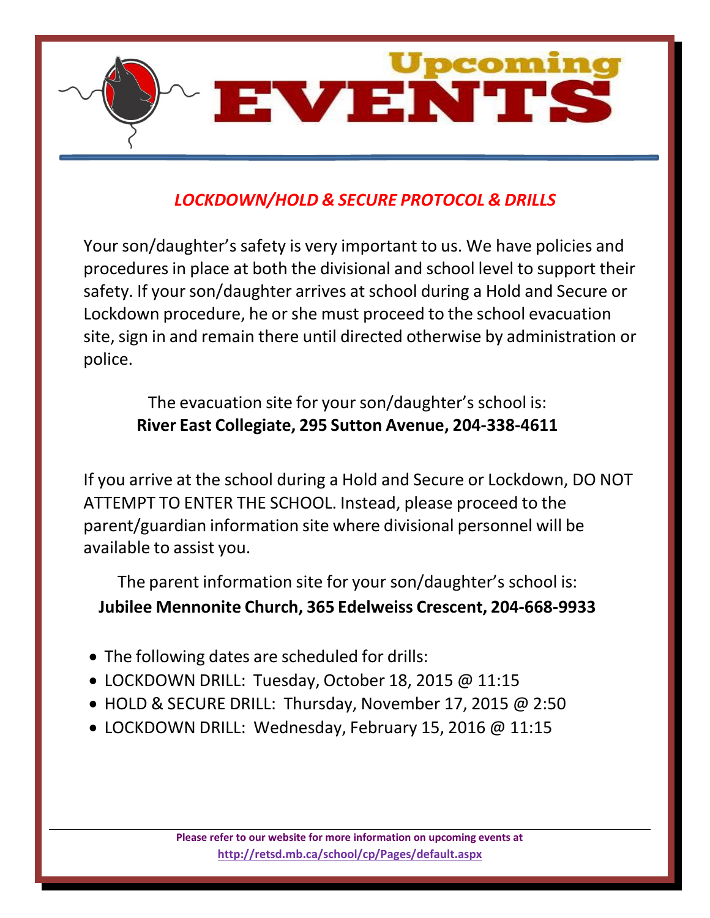# Upcoming EVENTS

## *LOCKDOWN/HOLD & SECURE PROTOCOL & DRILLS*

Your son/daughter's safety is very important to us. We have policies and procedures in place at both the divisional and school level to support their safety. If your son/daughter arrives at school during a Hold and Secure or Lockdown procedure, he or she must proceed to the school evacuation site, sign in and remain there until directed otherwise by administration or police.

The evacuation site for your son/daughter's school is:
**River East Collegiate, 295 Sutton Avenue, 204-338-4611**

If you arrive at the school during a Hold and Secure or Lockdown, DO NOT ATTEMPT TO ENTER THE SCHOOL. Instead, please proceed to the parent/guardian information site where divisional personnel will be available to assist you.

The parent information site for your son/daughter's school is:
**Jubilee Mennonite Church, 365 Edelweiss Crescent, 204-668-9933**

- The following dates are scheduled for drills:
- LOCKDOWN DRILL: Tuesday, October 18, 2015 @ 11:15
- HOLD & SECURE DRILL: Thursday, November 17, 2015 @ 2:50
- LOCKDOWN DRILL: Wednesday, February 15, 2016 @ 11:15

**Please refer to our website for more information on upcoming events at**
**http://retsd.mb.ca/school/cp/Pages/default.aspx**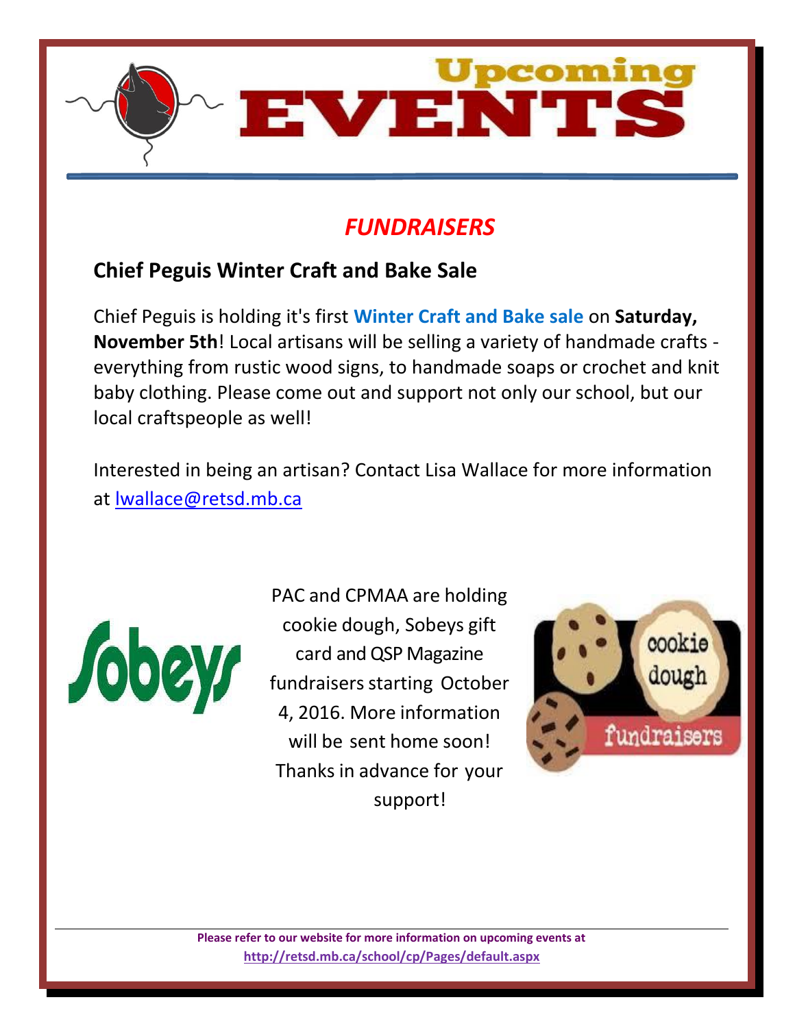# Upcoming EVENTS

## *FUNDRAISERS*

### Chief Peguis Winter Craft and Bake Sale

Chief Peguis is holding it's first **Winter Craft and Bake sale** on **Saturday, November 5th**! Local artisans will be selling a variety of handmade crafts - everything from rustic wood signs, to handmade soaps or crochet and knit baby clothing. Please come out and support not only our school, but our local craftspeople as well!

Interested in being an artisan? Contact Lisa Wallace for more information at lwallace@retsd.mb.ca

Sobeys

PAC and CPMAA are holding cookie dough, Sobeys gift card and QSP Magazine fundraisers starting October 4, 2016. More information will be sent home soon! Thanks in advance for your support!

cookie dough fundraisers

**Please refer to our website for more information on upcoming events at http://retsd.mb.ca/school/cp/Pages/default.aspx**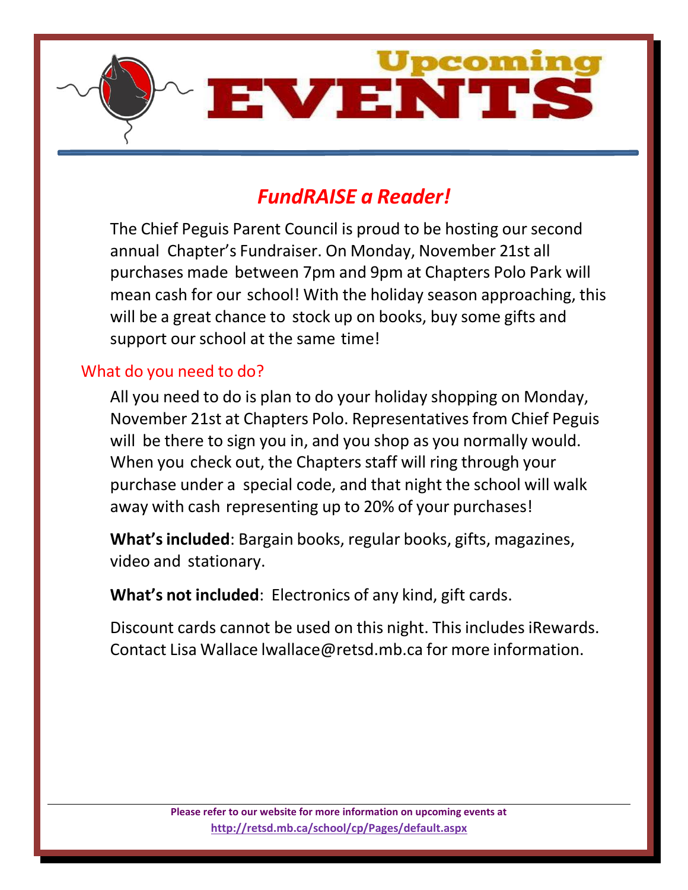# Upcoming EVENTS

## *FundRAISE a Reader!*

The Chief Peguis Parent Council is proud to be hosting our second annual Chapter's Fundraiser. On Monday, November 21st all purchases made between 7pm and 9pm at Chapters Polo Park will mean cash for our school! With the holiday season approaching, this will be a great chance to stock up on books, buy some gifts and support our school at the same time!

### What do you need to do?

All you need to do is plan to do your holiday shopping on Monday, November 21st at Chapters Polo. Representatives from Chief Peguis will be there to sign you in, and you shop as you normally would. When you check out, the Chapters staff will ring through your purchase under a special code, and that night the school will walk away with cash representing up to 20% of your purchases!

**What's included**: Bargain books, regular books, gifts, magazines, video and stationary.

**What's not included**: Electronics of any kind, gift cards.

Discount cards cannot be used on this night. This includes iRewards. Contact Lisa Wallace lwallace@retsd.mb.ca for more information.

---

**Please refer to our website for more information on upcoming events at**
**http://retsd.mb.ca/school/cp/Pages/default.aspx**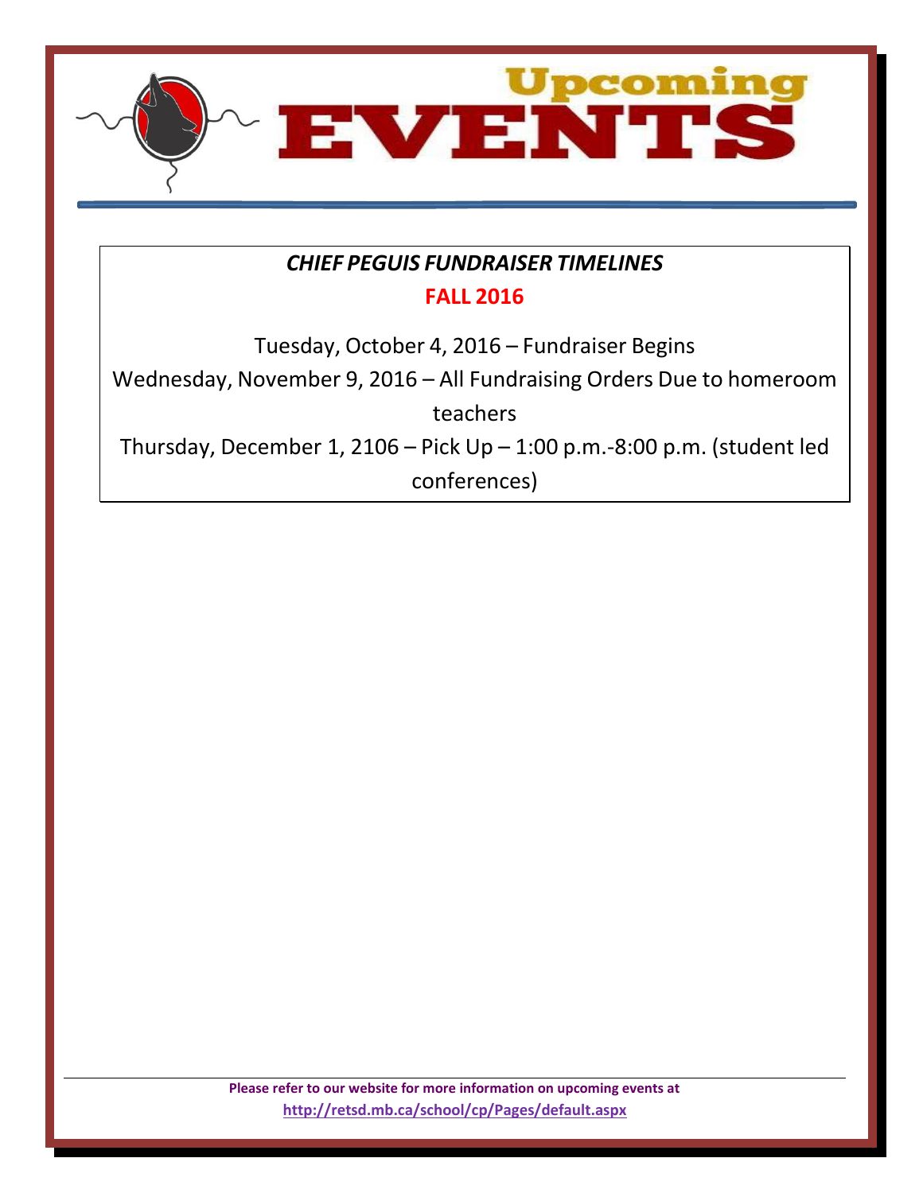# Upcoming EVENTS

***CHIEF PEGUIS FUNDRAISER TIMELINES***

**FALL 2016**

Tuesday, October 4, 2016 – Fundraiser Begins

Wednesday, November 9, 2016 – All Fundraising Orders Due to homeroom teachers

Thursday, December 1, 2106 – Pick Up – 1:00 p.m.-8:00 p.m. (student led conferences)

**Please refer to our website for more information on upcoming events at**
**http://retsd.mb.ca/school/cp/Pages/default.aspx**